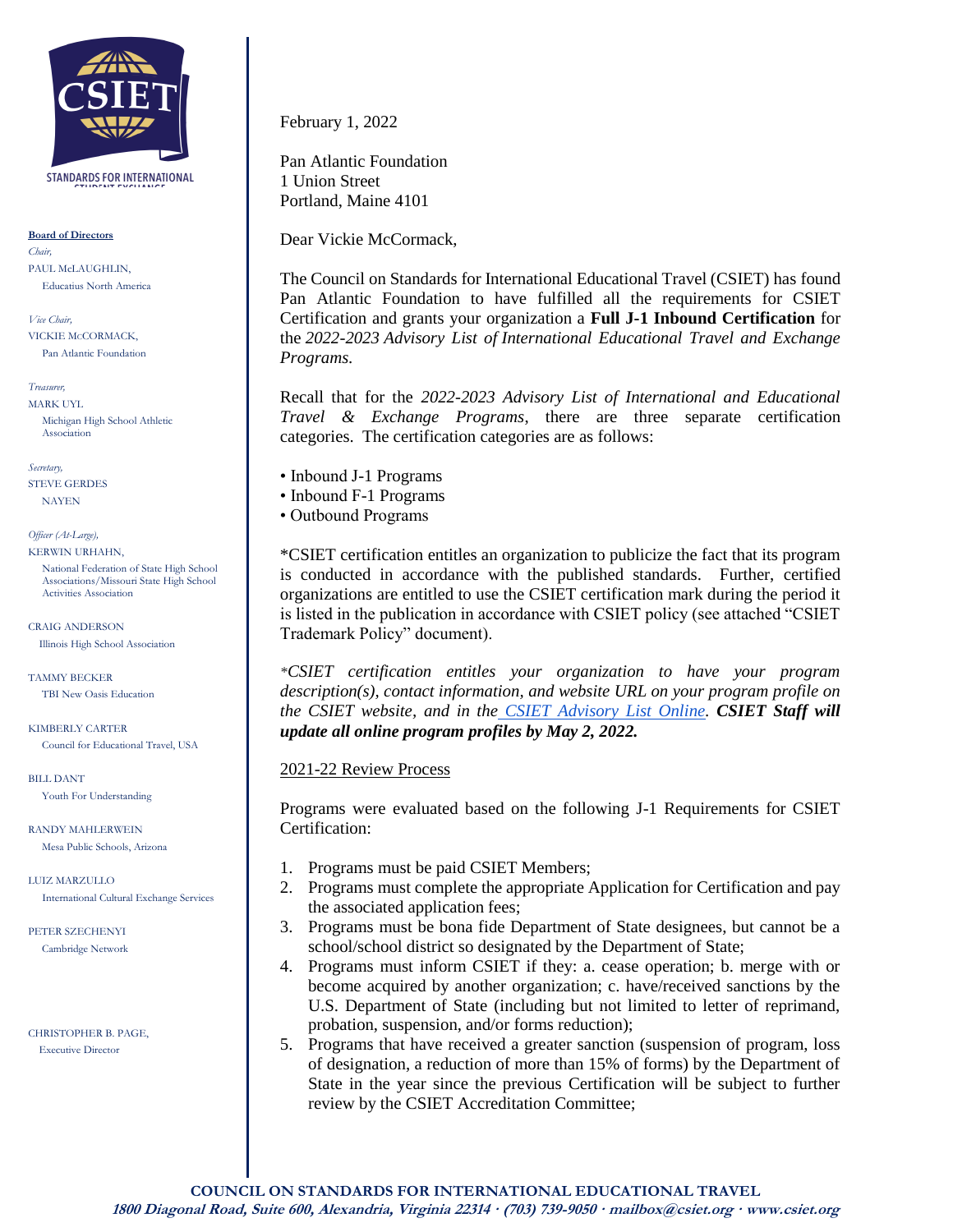**Board of Directors**

*Chair,*
PAUL McLAUGHLIN,
Educatius North America

*Vice Chair,*
VICKIE McCORMACK,
Pan Atlantic Foundation

*Treasurer,*
MARK UYL
Michigan High School Athletic Association

*Secretary,*
STEVE GERDES
NAYEN

*Officer (At-Large),*
KERWIN URHAHN,
National Federation of State High School Associations/Missouri State High School Activities Association

CRAIG ANDERSON
Illinois High School Association

TAMMY BECKER
TBI New Oasis Education

KIMBERLY CARTER
Council for Educational Travel, USA

BILL DANT
Youth For Understanding

RANDY MAHLERWEIN
Mesa Public Schools, Arizona

LUIZ MARZULLO
International Cultural Exchange Services

PETER SZECHENYI
Cambridge Network

CHRISTOPHER B. PAGE,
Executive Director

February 1, 2022

Pan Atlantic Foundation
1 Union Street
Portland, Maine 4101

Dear Vickie McCormack,

The Council on Standards for International Educational Travel (CSIET) has found Pan Atlantic Foundation to have fulfilled all the requirements for CSIET Certification and grants your organization a **Full J-1 Inbound Certification** for the *2022-2023 Advisory List of International Educational Travel and Exchange Programs.*

Recall that for the *2022-2023 Advisory List of International and Educational Travel & Exchange Programs*, there are three separate certification categories. The certification categories are as follows:

- Inbound J-1 Programs
- Inbound F-1 Programs
- Outbound Programs

*CSIET certification entitles an organization to publicize the fact that its program is conducted in accordance with the published standards. Further, certified organizations are entitled to use the CSIET certification mark during the period it is listed in the publication in accordance with CSIET policy (see attached "CSIET Trademark Policy" document).

**CSIET certification entitles your organization to have your program description(s), contact information, and website URL on your program profile on the CSIET website, and in the CSIET Advisory List Online.* ***CSIET Staff will update all online program profiles by May 2, 2022.***

2021-22 Review Process

Programs were evaluated based on the following J-1 Requirements for CSIET Certification:

1. Programs must be paid CSIET Members;
2. Programs must complete the appropriate Application for Certification and pay the associated application fees;
3. Programs must be bona fide Department of State designees, but cannot be a school/school district so designated by the Department of State;
4. Programs must inform CSIET if they: a. cease operation; b. merge with or become acquired by another organization; c. have/received sanctions by the U.S. Department of State (including but not limited to letter of reprimand, probation, suspension, and/or forms reduction);
5. Programs that have received a greater sanction (suspension of program, loss of designation, a reduction of more than 15% of forms) by the Department of State in the year since the previous Certification will be subject to further review by the CSIET Accreditation Committee;

**COUNCIL ON STANDARDS FOR INTERNATIONAL EDUCATIONAL TRAVEL**
***1800 Diagonal Road, Suite 600, Alexandria, Virginia 22314 · (703) 739-9050 · mailbox@csiet.org · www.csiet.org***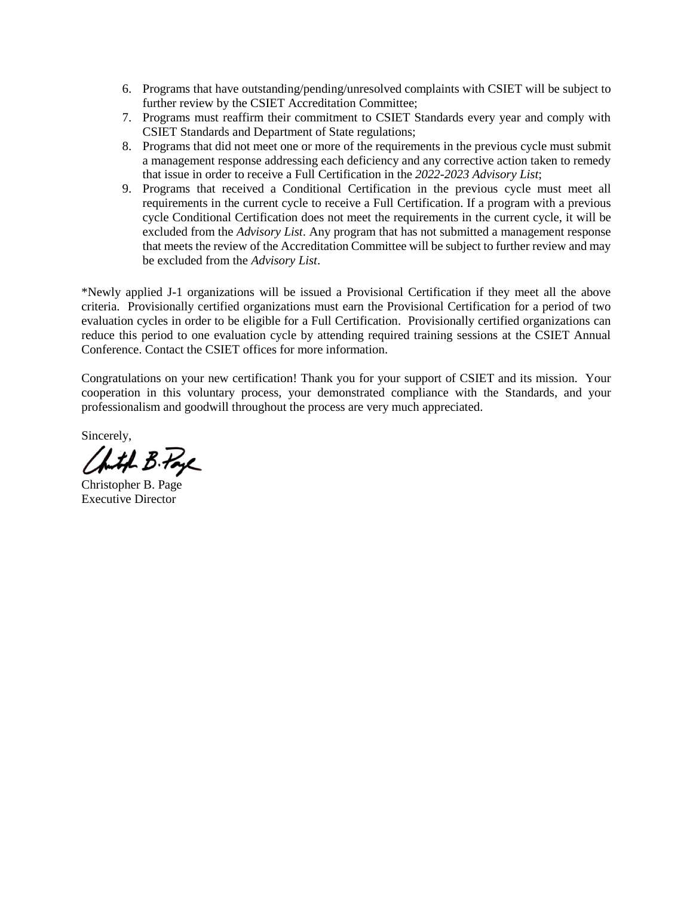6. Programs that have outstanding/pending/unresolved complaints with CSIET will be subject to further review by the CSIET Accreditation Committee;
7. Programs must reaffirm their commitment to CSIET Standards every year and comply with CSIET Standards and Department of State regulations;
8. Programs that did not meet one or more of the requirements in the previous cycle must submit a management response addressing each deficiency and any corrective action taken to remedy that issue in order to receive a Full Certification in the *2022-2023 Advisory List*;
9. Programs that received a Conditional Certification in the previous cycle must meet all requirements in the current cycle to receive a Full Certification. If a program with a previous cycle Conditional Certification does not meet the requirements in the current cycle, it will be excluded from the *Advisory List*. Any program that has not submitted a management response that meets the review of the Accreditation Committee will be subject to further review and may be excluded from the *Advisory List*.

*Newly applied J-1 organizations will be issued a Provisional Certification if they meet all the above criteria. Provisionally certified organizations must earn the Provisional Certification for a period of two evaluation cycles in order to be eligible for a Full Certification. Provisionally certified organizations can reduce this period to one evaluation cycle by attending required training sessions at the CSIET Annual Conference. Contact the CSIET offices for more information.

Congratulations on your new certification! Thank you for your support of CSIET and its mission. Your cooperation in this voluntary process, your demonstrated compliance with the Standards, and your professionalism and goodwill throughout the process are very much appreciated.

Sincerely,

Christopher B. Page
Executive Director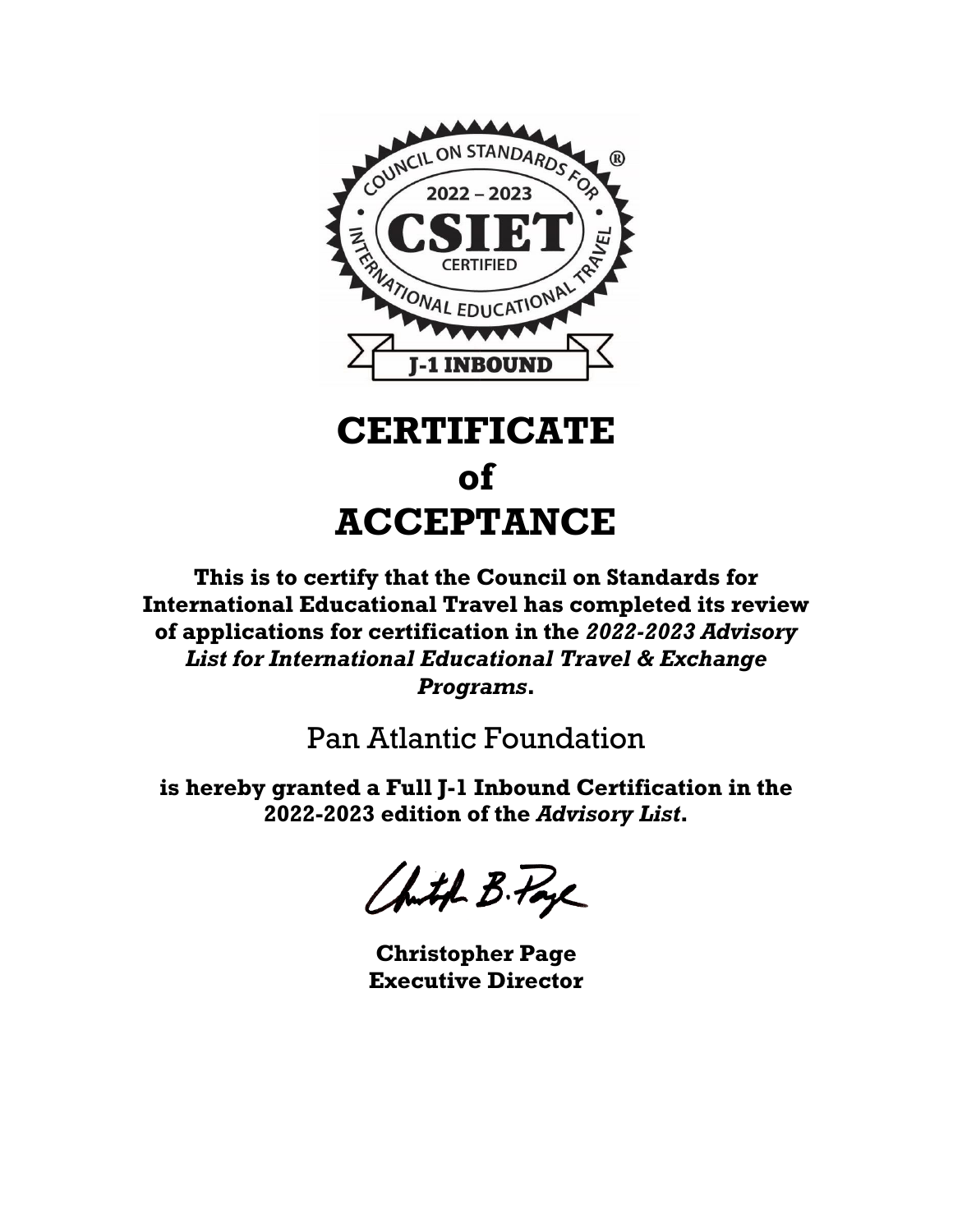COUNCIL ON STANDARDS FOR ®

2022 – 2023

CSIET

CERTIFIED

INTERNATIONAL EDUCATIONAL TRAVEL

J-1 INBOUND

# CERTIFICATE of ACCEPTANCE

**This is to certify that the Council on Standards for International Educational Travel has completed its review of applications for certification in the *2022-2023 Advisory List for International Educational Travel & Exchange Programs*.**

Pan Atlantic Foundation

**is hereby granted a Full J-1 Inbound Certification in the 2022-2023 edition of the *Advisory List*.**

**Christopher Page**
**Executive Director**